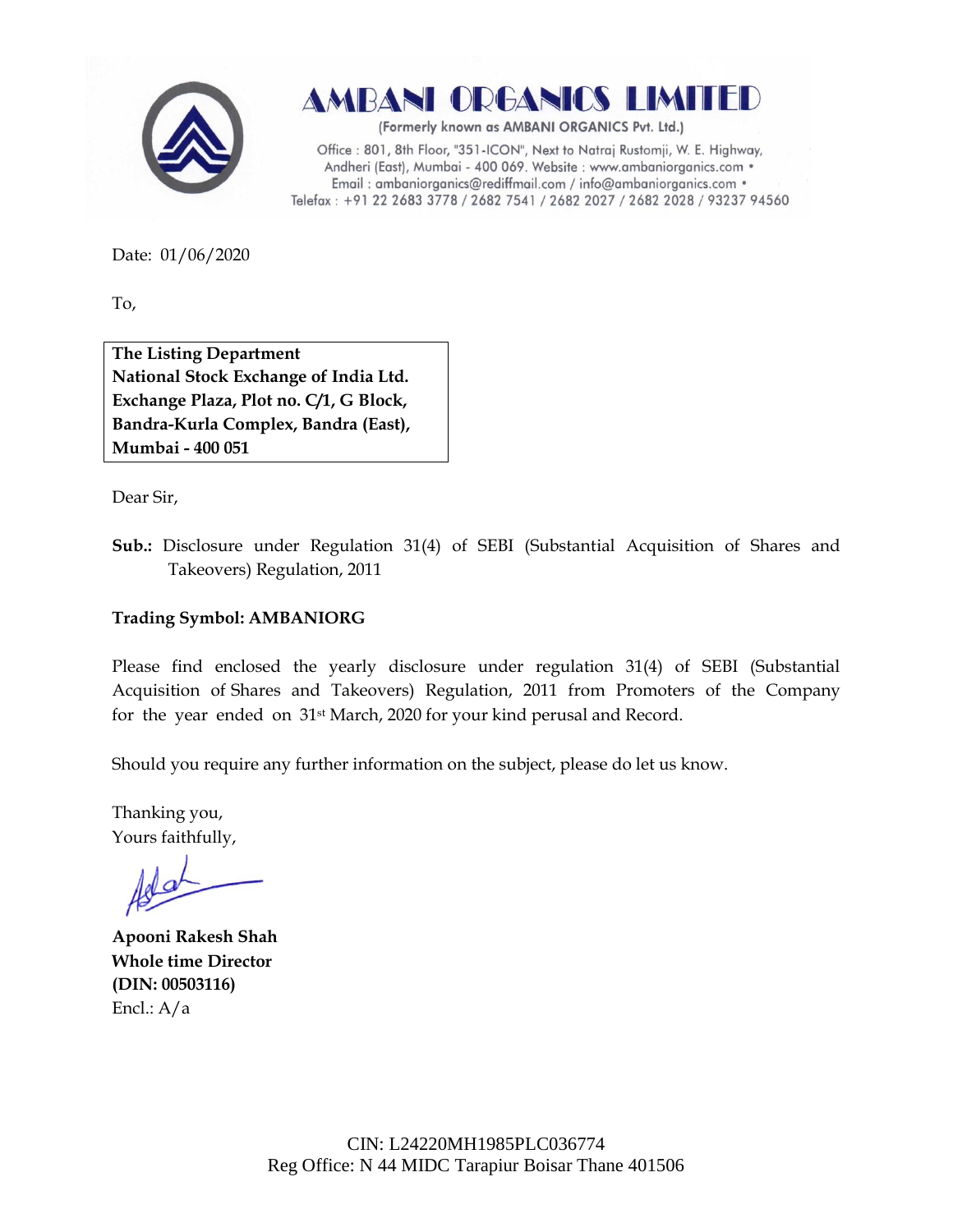# AMBANI ORGANICS LIMITED

(Formerly known as AMBANI ORGANICS Pvt. Ltd.)

Office : 801, 8th Floor, "351-ICON", Next to Natraj Rustomji, W. E. Highway, Andheri (East), Mumbai - 400 069. Website : www.ambaniorganics.com • Email : ambaniorganics@rediffmail.com / info@ambaniorganics.com • Telefax : +91 22 2683 3778 / 2682 7541 / 2682 2027 / 2682 2028 / 93237 94560

Date: 01/06/2020

To,

**The Listing Department**
**National Stock Exchange of India Ltd.**
**Exchange Plaza, Plot no. C/1, G Block,**
**Bandra-Kurla Complex, Bandra (East),**
**Mumbai - 400 051**

Dear Sir,

**Sub.:** Disclosure under Regulation 31(4) of SEBI (Substantial Acquisition of Shares and Takeovers) Regulation, 2011

**Trading Symbol: AMBANIORG**

Please find enclosed the yearly disclosure under regulation 31(4) of SEBI (Substantial Acquisition of Shares and Takeovers) Regulation, 2011 from Promoters of the Company for the year ended on 31st March, 2020 for your kind perusal and Record.

Should you require any further information on the subject, please do let us know.

Thanking you,
Yours faithfully,

**Apooni Rakesh Shah**
**Whole time Director**
**(DIN: 00503116)**
Encl.: A/a

CIN: L24220MH1985PLC036774
Reg Office: N 44 MIDC Tarapiur Boisar Thane 401506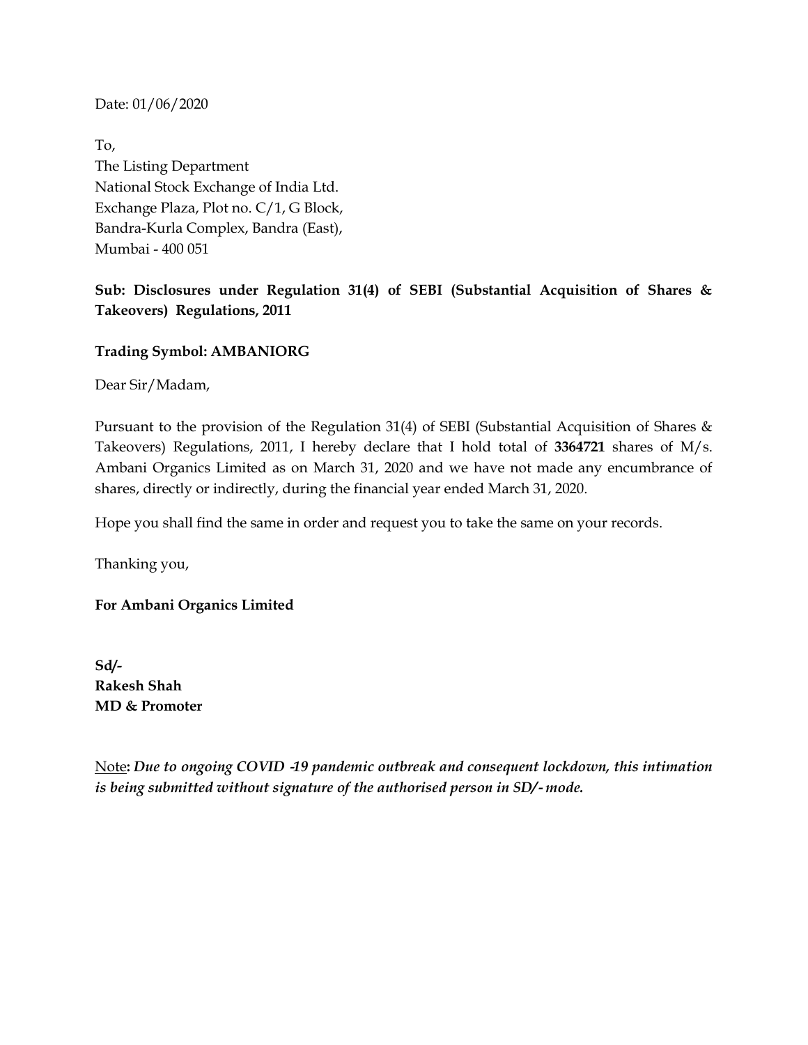Date: 01/06/2020

To,
The Listing Department
National Stock Exchange of India Ltd.
Exchange Plaza, Plot no. C/1, G Block,
Bandra-Kurla Complex, Bandra (East),
Mumbai - 400 051

**Sub: Disclosures under Regulation 31(4) of SEBI (Substantial Acquisition of Shares & Takeovers) Regulations, 2011**

**Trading Symbol: AMBANIORG**

Dear Sir/Madam,

Pursuant to the provision of the Regulation 31(4) of SEBI (Substantial Acquisition of Shares & Takeovers) Regulations, 2011, I hereby declare that I hold total of **3364721** shares of M/s. Ambani Organics Limited as on March 31, 2020 and we have not made any encumbrance of shares, directly or indirectly, during the financial year ended March 31, 2020.

Hope you shall find the same in order and request you to take the same on your records.

Thanking you,

**For Ambani Organics Limited**

**Sd/-**
**Rakesh Shah**
**MD & Promoter**

Note**:** ***Due to ongoing COVID -19 pandemic outbreak and consequent lockdown, this intimation is being submitted without signature of the authorised person in SD/- mode.***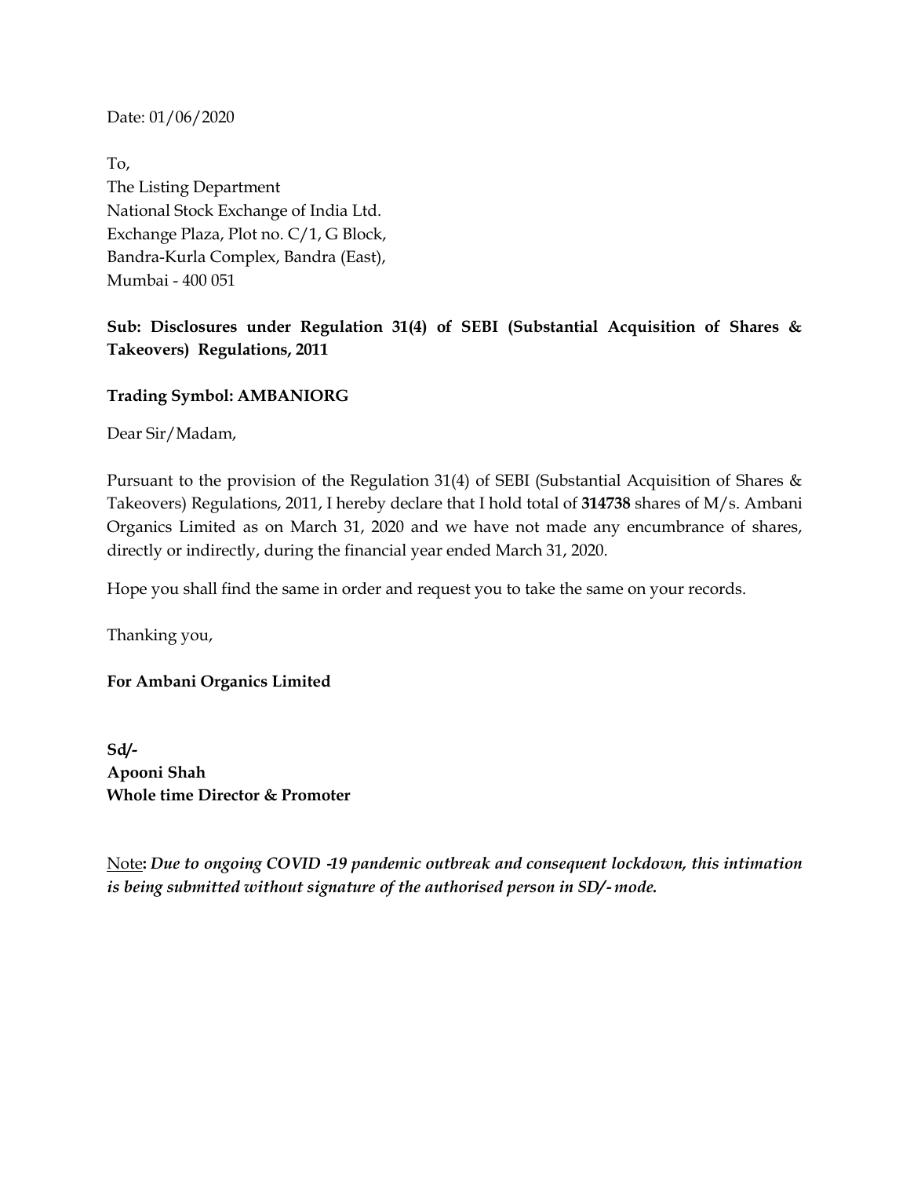Date: 01/06/2020

To,
The Listing Department
National Stock Exchange of India Ltd.
Exchange Plaza, Plot no. C/1, G Block,
Bandra-Kurla Complex, Bandra (East),
Mumbai - 400 051

**Sub: Disclosures under Regulation 31(4) of SEBI (Substantial Acquisition of Shares & Takeovers) Regulations, 2011**

**Trading Symbol: AMBANIORG**

Dear Sir/Madam,

Pursuant to the provision of the Regulation 31(4) of SEBI (Substantial Acquisition of Shares & Takeovers) Regulations, 2011, I hereby declare that I hold total of **314738** shares of M/s. Ambani Organics Limited as on March 31, 2020 and we have not made any encumbrance of shares, directly or indirectly, during the financial year ended March 31, 2020.

Hope you shall find the same in order and request you to take the same on your records.

Thanking you,

**For Ambani Organics Limited**

**Sd/-**
**Apooni Shah**
**Whole time Director & Promoter**

Note: ***Due to ongoing COVID -19 pandemic outbreak and consequent lockdown, this intimation is being submitted without signature of the authorised person in SD/- mode.***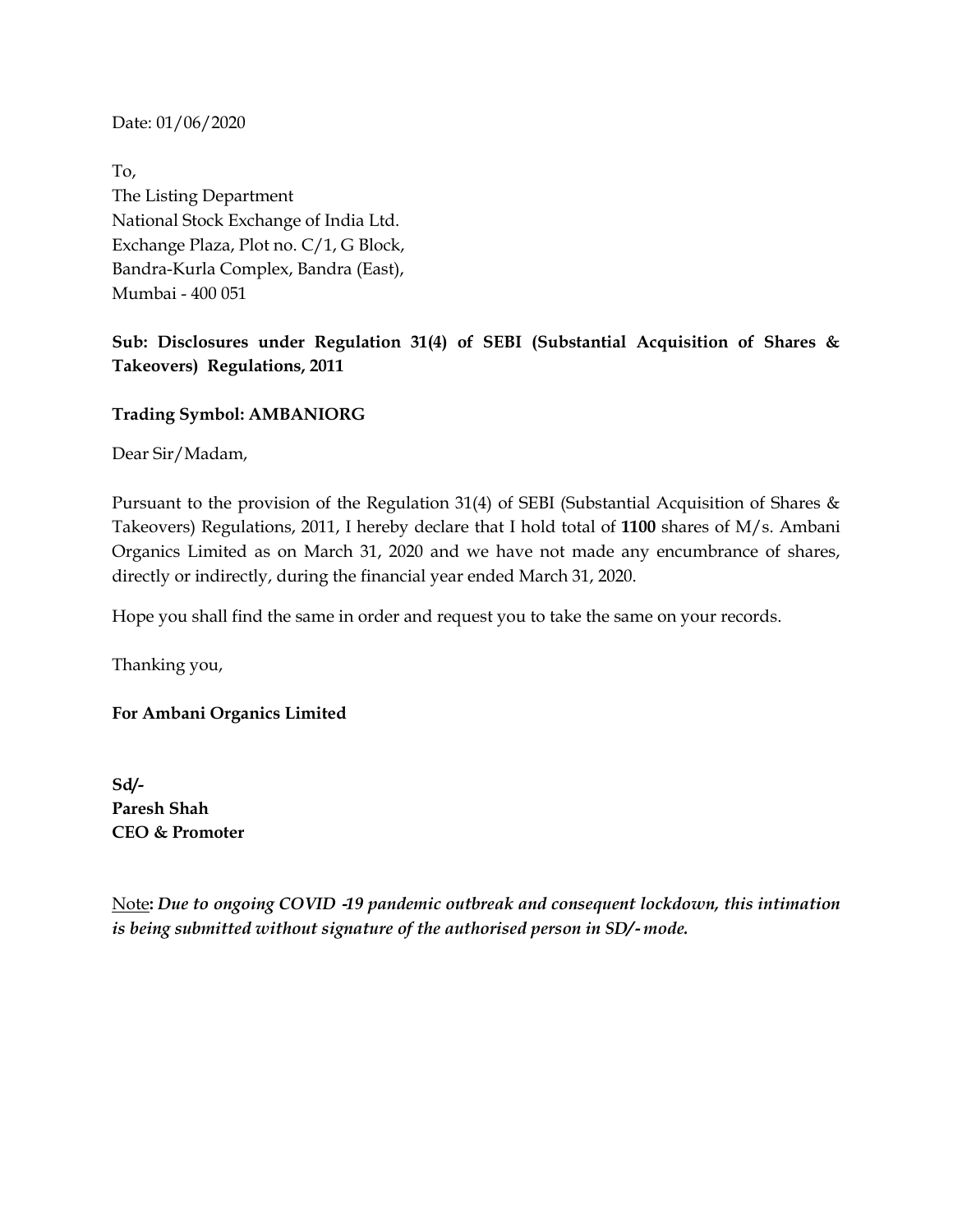Date: 01/06/2020

To,
The Listing Department
National Stock Exchange of India Ltd.
Exchange Plaza, Plot no. C/1, G Block,
Bandra-Kurla Complex, Bandra (East),
Mumbai - 400 051

**Sub: Disclosures under Regulation 31(4) of SEBI (Substantial Acquisition of Shares & Takeovers) Regulations, 2011**

**Trading Symbol: AMBANIORG**

Dear Sir/Madam,

Pursuant to the provision of the Regulation 31(4) of SEBI (Substantial Acquisition of Shares & Takeovers) Regulations, 2011, I hereby declare that I hold total of **1100** shares of M/s. Ambani Organics Limited as on March 31, 2020 and we have not made any encumbrance of shares, directly or indirectly, during the financial year ended March 31, 2020.

Hope you shall find the same in order and request you to take the same on your records.

Thanking you,

**For Ambani Organics Limited**

**Sd/-**
**Paresh Shah**
**CEO & Promoter**

Note**:** ***Due to ongoing COVID -19 pandemic outbreak and consequent lockdown, this intimation is being submitted without signature of the authorised person in SD/- mode.***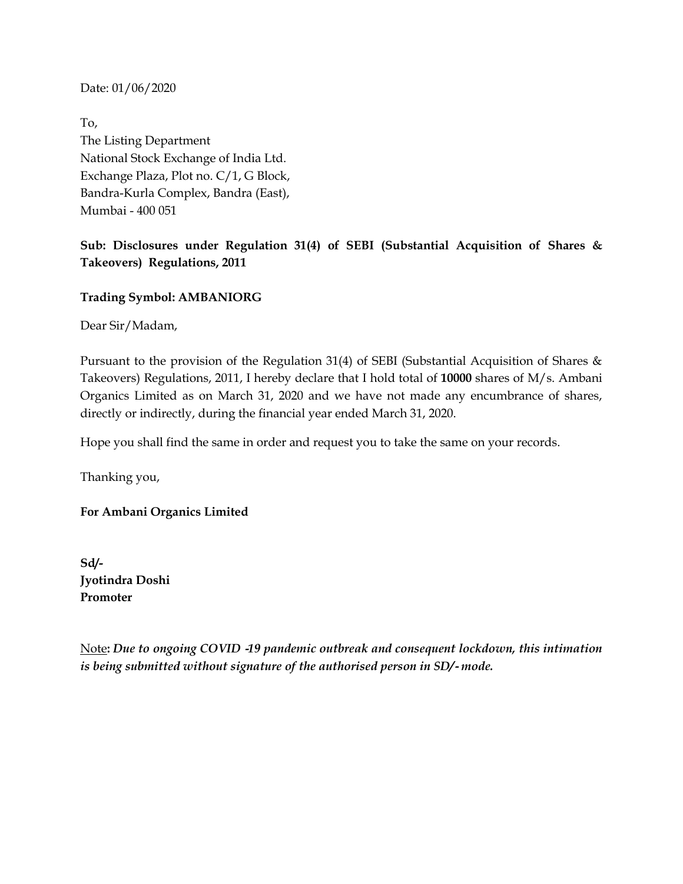Date: 01/06/2020

To,
The Listing Department
National Stock Exchange of India Ltd.
Exchange Plaza, Plot no. C/1, G Block,
Bandra-Kurla Complex, Bandra (East),
Mumbai - 400 051

**Sub: Disclosures under Regulation 31(4) of SEBI (Substantial Acquisition of Shares & Takeovers) Regulations, 2011**

**Trading Symbol: AMBANIORG**

Dear Sir/Madam,

Pursuant to the provision of the Regulation 31(4) of SEBI (Substantial Acquisition of Shares & Takeovers) Regulations, 2011, I hereby declare that I hold total of **10000** shares of M/s. Ambani Organics Limited as on March 31, 2020 and we have not made any encumbrance of shares, directly or indirectly, during the financial year ended March 31, 2020.

Hope you shall find the same in order and request you to take the same on your records.

Thanking you,

**For Ambani Organics Limited**

**Sd/-**
**Jyotindra Doshi**
**Promoter**

Note**:** ***Due to ongoing COVID -19 pandemic outbreak and consequent lockdown, this intimation is being submitted without signature of the authorised person in SD/- mode.***